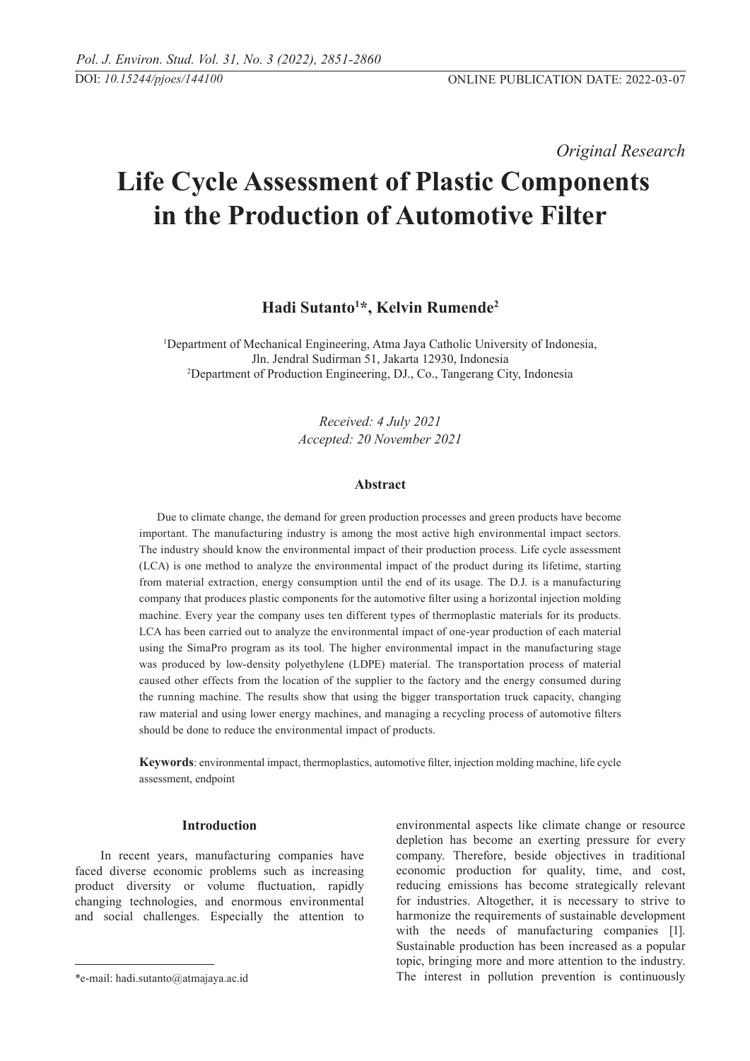DOI: *10.15244/pjoes/144100*

ONLINE PUBLICATION DATE: 2022-03-07

*Original Research*

# Life Cycle Assessment of Plastic Components in the Production of Automotive Filter

**Hadi Sutanto[1]*, Kelvin Rumende[2]**

[1]Department of Mechanical Engineering, Atma Jaya Catholic University of Indonesia, Jln. Jendral Sudirman 51, Jakarta 12930, Indonesia
[2]Department of Production Engineering, DJ., Co., Tangerang City, Indonesia

*Received: 4 July 2021*
*Accepted: 20 November 2021*

### Abstract

Due to climate change, the demand for green production processes and green products have become important. The manufacturing industry is among the most active high environmental impact sectors. The industry should know the environmental impact of their production process. Life cycle assessment (LCA) is one method to analyze the environmental impact of the product during its lifetime, starting from material extraction, energy consumption until the end of its usage. The D.J. is a manufacturing company that produces plastic components for the automotive filter using a horizontal injection molding machine. Every year the company uses ten different types of thermoplastic materials for its products. LCA has been carried out to analyze the environmental impact of one-year production of each material using the SimaPro program as its tool. The higher environmental impact in the manufacturing stage was produced by low-density polyethylene (LDPE) material. The transportation process of material caused other effects from the location of the supplier to the factory and the energy consumed during the running machine. The results show that using the bigger transportation truck capacity, changing raw material and using lower energy machines, and managing a recycling process of automotive filters should be done to reduce the environmental impact of products.

**Keywords**: environmental impact, thermoplastics, automotive filter, injection molding machine, life cycle assessment, endpoint

## Introduction

In recent years, manufacturing companies have faced diverse economic problems such as increasing product diversity or volume fluctuation, rapidly changing technologies, and enormous environmental and social challenges. Especially the attention to environmental aspects like climate change or resource depletion has become an exerting pressure for every company. Therefore, beside objectives in traditional economic production for quality, time, and cost, reducing emissions has become strategically relevant for industries. Altogether, it is necessary to strive to harmonize the requirements of sustainable development with the needs of manufacturing companies [1]. Sustainable production has been increased as a popular topic, bringing more and more attention to the industry. The interest in pollution prevention is continuously

*e-mail: hadi.sutanto@atmajaya.ac.id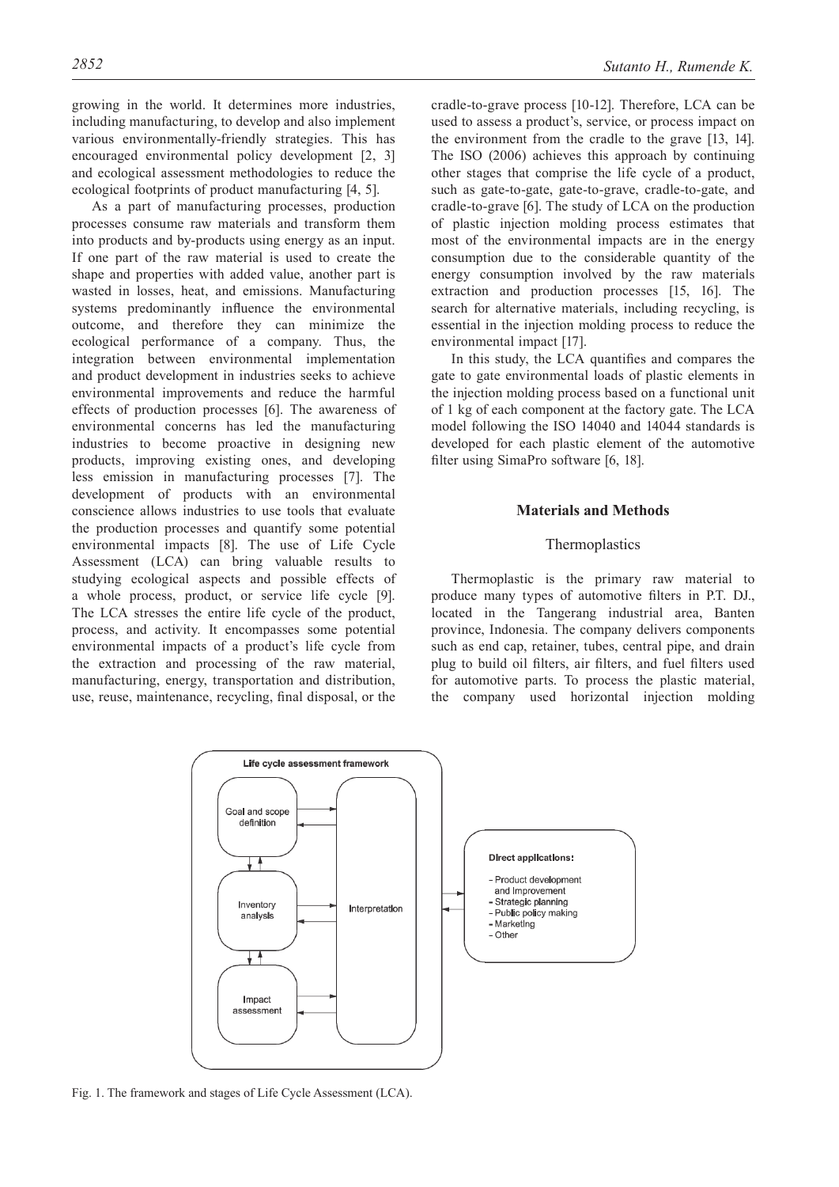growing in the world. It determines more industries, including manufacturing, to develop and also implement various environmentally-friendly strategies. This has encouraged environmental policy development [2, 3] and ecological assessment methodologies to reduce the ecological footprints of product manufacturing [4, 5].

As a part of manufacturing processes, production processes consume raw materials and transform them into products and by-products using energy as an input. If one part of the raw material is used to create the shape and properties with added value, another part is wasted in losses, heat, and emissions. Manufacturing systems predominantly influence the environmental outcome, and therefore they can minimize the ecological performance of a company. Thus, the integration between environmental implementation and product development in industries seeks to achieve environmental improvements and reduce the harmful effects of production processes [6]. The awareness of environmental concerns has led the manufacturing industries to become proactive in designing new products, improving existing ones, and developing less emission in manufacturing processes [7]. The development of products with an environmental conscience allows industries to use tools that evaluate the production processes and quantify some potential environmental impacts [8]. The use of Life Cycle Assessment (LCA) can bring valuable results to studying ecological aspects and possible effects of a whole process, product, or service life cycle [9]. The LCA stresses the entire life cycle of the product, process, and activity. It encompasses some potential environmental impacts of a product's life cycle from the extraction and processing of the raw material, manufacturing, energy, transportation and distribution, use, reuse, maintenance, recycling, final disposal, or the cradle-to-grave process [10-12]. Therefore, LCA can be used to assess a product's, service, or process impact on the environment from the cradle to the grave [13, 14]. The ISO (2006) achieves this approach by continuing other stages that comprise the life cycle of a product, such as gate-to-gate, gate-to-grave, cradle-to-gate, and cradle-to-grave [6]. The study of LCA on the production of plastic injection molding process estimates that most of the environmental impacts are in the energy consumption due to the considerable quantity of the energy consumption involved by the raw materials extraction and production processes [15, 16]. The search for alternative materials, including recycling, is essential in the injection molding process to reduce the environmental impact [17].

In this study, the LCA quantifies and compares the gate to gate environmental loads of plastic elements in the injection molding process based on a functional unit of 1 kg of each component at the factory gate. The LCA model following the ISO 14040 and 14044 standards is developed for each plastic element of the automotive filter using SimaPro software [6, 18].

## Materials and Methods

### Thermoplastics

Thermoplastic is the primary raw material to produce many types of automotive filters in P.T. DJ., located in the Tangerang industrial area, Banten province, Indonesia. The company delivers components such as end cap, retainer, tubes, central pipe, and drain plug to build oil filters, air filters, and fuel filters used for automotive parts. To process the plastic material, the company used horizontal injection molding

Fig. 1. The framework and stages of Life Cycle Assessment (LCA).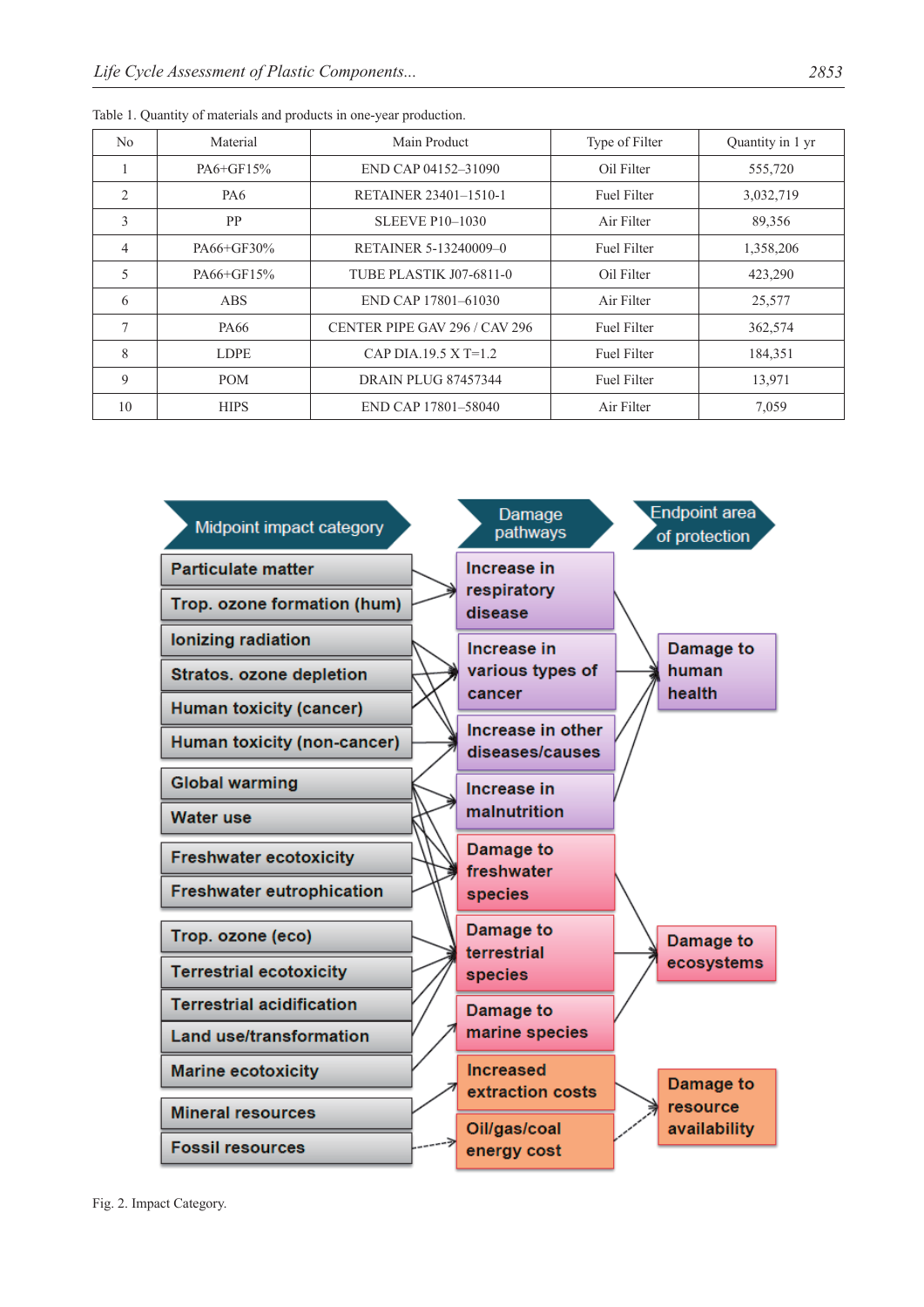Table 1. Quantity of materials and products in one-year production.

| No | Material | Main Product | Type of Filter | Quantity in 1 yr |
|---|---|---|---|---|
| 1 | PA6+GF15% | END CAP 04152–31090 | Oil Filter | 555,720 |
| 2 | PA6 | RETAINER 23401–1510-1 | Fuel Filter | 3,032,719 |
| 3 | PP | SLEEVE P10–1030 | Air Filter | 89,356 |
| 4 | PA66+GF30% | RETAINER 5-13240009–0 | Fuel Filter | 1,358,206 |
| 5 | PA66+GF15% | TUBE PLASTIK J07-6811-0 | Oil Filter | 423,290 |
| 6 | ABS | END CAP 17801–61030 | Air Filter | 25,577 |
| 7 | PA66 | CENTER PIPE GAV 296 / CAV 296 | Fuel Filter | 362,574 |
| 8 | LDPE | CAP DIA.19.5 X T=1.2 | Fuel Filter | 184,351 |
| 9 | POM | DRAIN PLUG 87457344 | Fuel Filter | 13,971 |
| 10 | HIPS | END CAP 17801–58040 | Air Filter | 7,059 |

Fig. 2. Impact Category.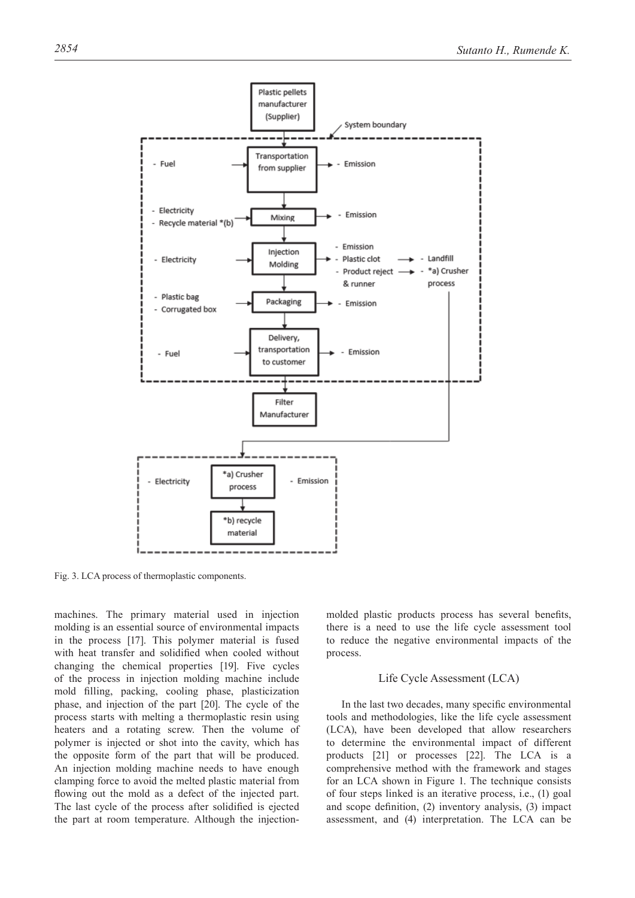Fig. 3. LCA process of thermoplastic components.

machines. The primary material used in injection molding is an essential source of environmental impacts in the process [17]. This polymer material is fused with heat transfer and solidified when cooled without changing the chemical properties [19]. Five cycles of the process in injection molding machine include mold filling, packing, cooling phase, plasticization phase, and injection of the part [20]. The cycle of the process starts with melting a thermoplastic resin using heaters and a rotating screw. Then the volume of polymer is injected or shot into the cavity, which has the opposite form of the part that will be produced. An injection molding machine needs to have enough clamping force to avoid the melted plastic material from flowing out the mold as a defect of the injected part. The last cycle of the process after solidified is ejected the part at room temperature. Although the injection-molded plastic products process has several benefits, there is a need to use the life cycle assessment tool to reduce the negative environmental impacts of the process.

## Life Cycle Assessment (LCA)

In the last two decades, many specific environmental tools and methodologies, like the life cycle assessment (LCA), have been developed that allow researchers to determine the environmental impact of different products [21] or processes [22]. The LCA is a comprehensive method with the framework and stages for an LCA shown in Figure 1. The technique consists of four steps linked is an iterative process, i.e., (1) goal and scope definition, (2) inventory analysis, (3) impact assessment, and (4) interpretation. The LCA can be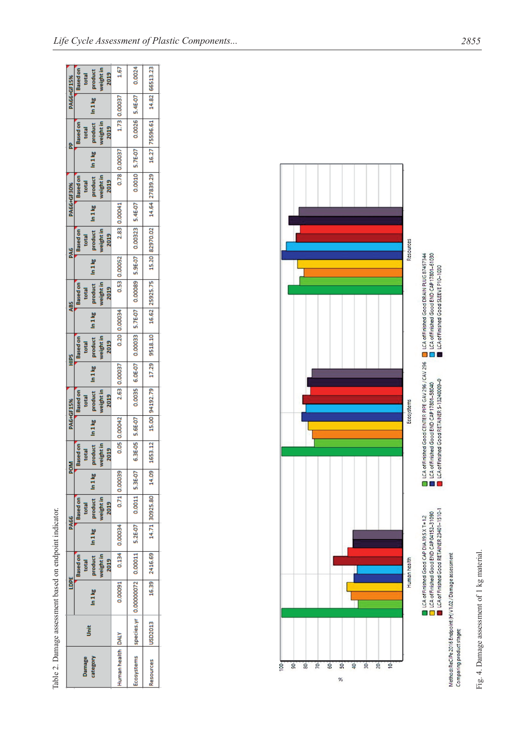Table 2. Damage assessment based on endpoint indicator.

| Damage category | Unit | LDPE | | PA66 | | POM | | PA6+GF15% | | HIPS | | ABS | | PA6 | | PA66+GF30% | | PP | | PA66+GF15% | |
|---|---|---|---|---|---|---|---|---|---|---|---|---|---|---|---|---|---|---|---|---|---|
| | | In 1 kg | Based on total product weight in 2019 | In 1 kg | Based on total product weight in 2019 | In 1 kg | Based on total product weight in 2019 | In 1 kg | Based on total product weight in 2019 | In 1 kg | Based on total product weight in 2019 | In 1 kg | Based on total product weight in 2019 | In 1 kg | Based on total product weight in 2019 | In 1 kg | Based on total product weight in 2019 | In 1 kg | Based on total product weight in 2019 | In 1 kg | Based on total product weight in 2019 |
| Human health | DALY | 0.00091 | 0.134 | 0.00034 | 0.71 | 0.00039 | 0.05 | 0.00042 | 2.63 | 0.00037 | 0.20 | 0.00034 | 0.53 | 0.00052 | 2.83 | 0.00041 | 0.78 | 0.00037 | 1.73 | 0.00037 | 1.67 |
| Ecosystems | species.yr | 0.00000072 | 0.00011 | 5.2E-07 | 0.0011 | 5.3E-07 | 6.3E-05 | 5.6E-07 | 0.0035 | 6.0E-07 | 0.00033 | 5.7E-07 | 0.00089 | 5.9E-07 | 0.00323 | 5.4E-07 | 0.0010 | 5.7E-07 | 0.0026 | 5.4E-07 | 0.0024 |
| Resources | USD2013 | 16.39 | 2416.69 | 14.71 | 30925.80 | 14.09 | 1653.12 | 15.00 | 94192.79 | 17.29 | 9518.10 | 16.62 | 25925.75 | 15.20 | 82970.02 | 14.64 | 27839.29 | 16.27 | 75596.61 | 14.82 | 66513.23 |

Fig. 4. Damage assessment of 1 kg material.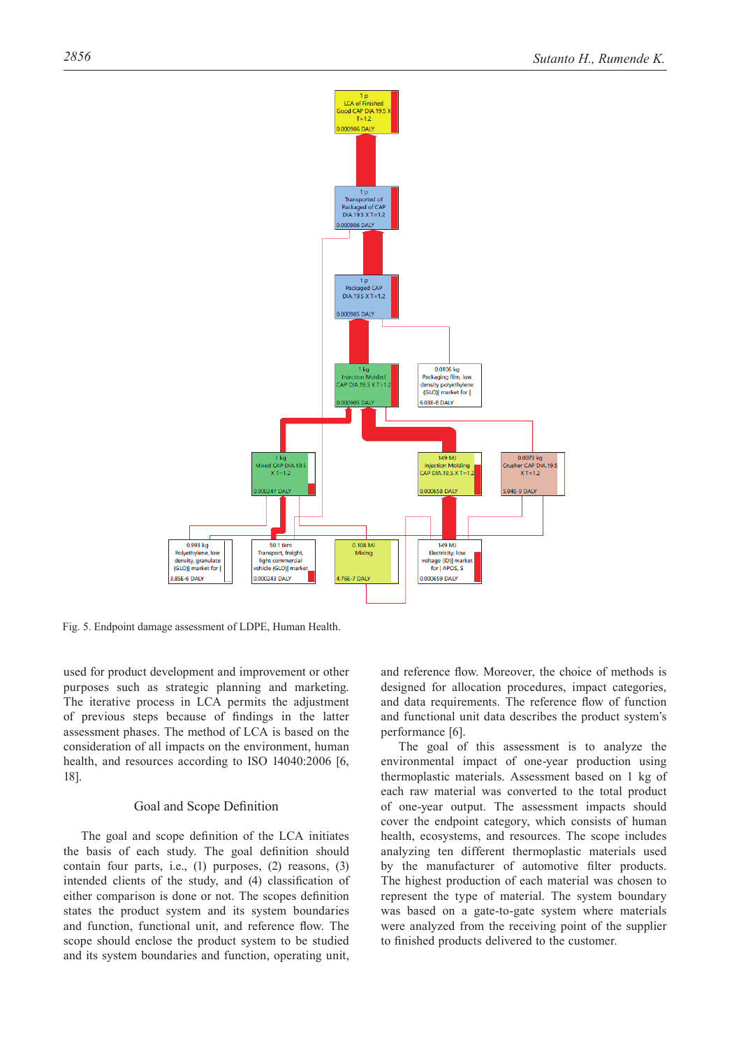Fig. 5. Endpoint damage assessment of LDPE, Human Health.

used for product development and improvement or other purposes such as strategic planning and marketing. The iterative process in LCA permits the adjustment of previous steps because of findings in the latter assessment phases. The method of LCA is based on the consideration of all impacts on the environment, human health, and resources according to ISO 14040:2006 [6, 18].

## Goal and Scope Definition

The goal and scope definition of the LCA initiates the basis of each study. The goal definition should contain four parts, i.e., (1) purposes, (2) reasons, (3) intended clients of the study, and (4) classification of either comparison is done or not. The scopes definition states the product system and its system boundaries and function, functional unit, and reference flow. The scope should enclose the product system to be studied and its system boundaries and function, operating unit, and reference flow. Moreover, the choice of methods is designed for allocation procedures, impact categories, and data requirements. The reference flow of function and functional unit data describes the product system's performance [6].

The goal of this assessment is to analyze the environmental impact of one-year production using thermoplastic materials. Assessment based on 1 kg of each raw material was converted to the total product of one-year output. The assessment impacts should cover the endpoint category, which consists of human health, ecosystems, and resources. The scope includes analyzing ten different thermoplastic materials used by the manufacturer of automotive filter products. The highest production of each material was chosen to represent the type of material. The system boundary was based on a gate-to-gate system where materials were analyzed from the receiving point of the supplier to finished products delivered to the customer.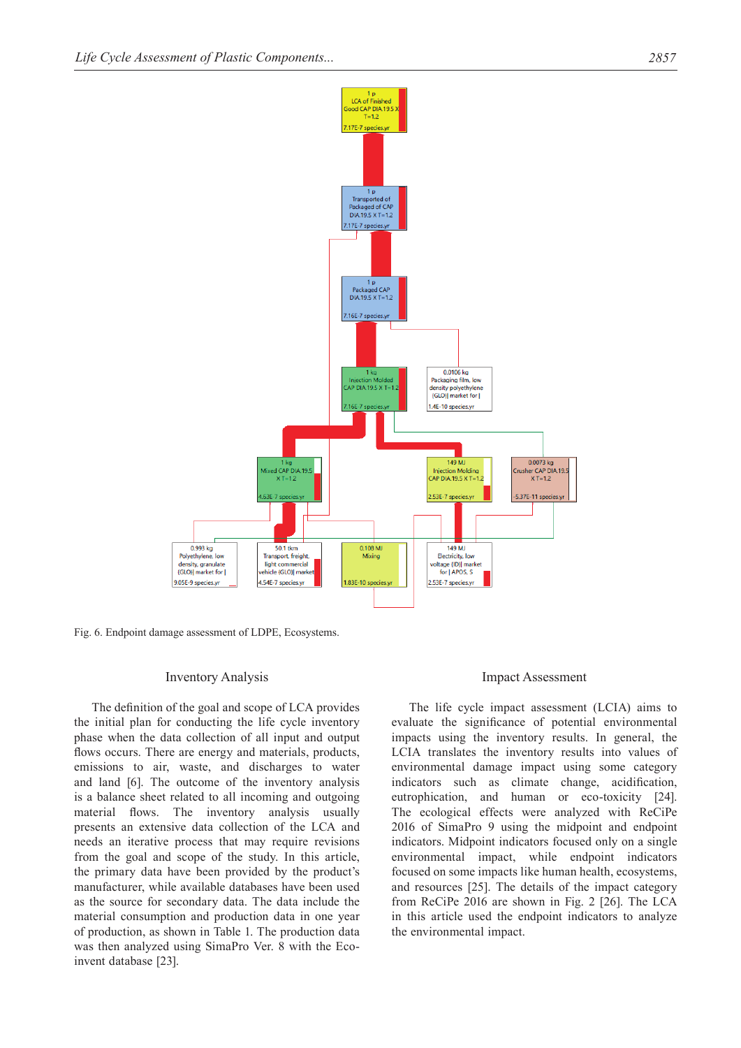Fig. 6. Endpoint damage assessment of LDPE, Ecosystems.

## Inventory Analysis

The definition of the goal and scope of LCA provides the initial plan for conducting the life cycle inventory phase when the data collection of all input and output flows occurs. There are energy and materials, products, emissions to air, waste, and discharges to water and land [6]. The outcome of the inventory analysis is a balance sheet related to all incoming and outgoing material flows. The inventory analysis usually presents an extensive data collection of the LCA and needs an iterative process that may require revisions from the goal and scope of the study. In this article, the primary data have been provided by the product's manufacturer, while available databases have been used as the source for secondary data. The data include the material consumption and production data in one year of production, as shown in Table 1. The production data was then analyzed using SimaPro Ver. 8 with the Eco-invent database [23].

## Impact Assessment

The life cycle impact assessment (LCIA) aims to evaluate the significance of potential environmental impacts using the inventory results. In general, the LCIA translates the inventory results into values of environmental damage impact using some category indicators such as climate change, acidification, eutrophication, and human or eco-toxicity [24]. The ecological effects were analyzed with ReCiPe 2016 of SimaPro 9 using the midpoint and endpoint indicators. Midpoint indicators focused only on a single environmental impact, while endpoint indicators focused on some impacts like human health, ecosystems, and resources [25]. The details of the impact category from ReCiPe 2016 are shown in Fig. 2 [26]. The LCA in this article used the endpoint indicators to analyze the environmental impact.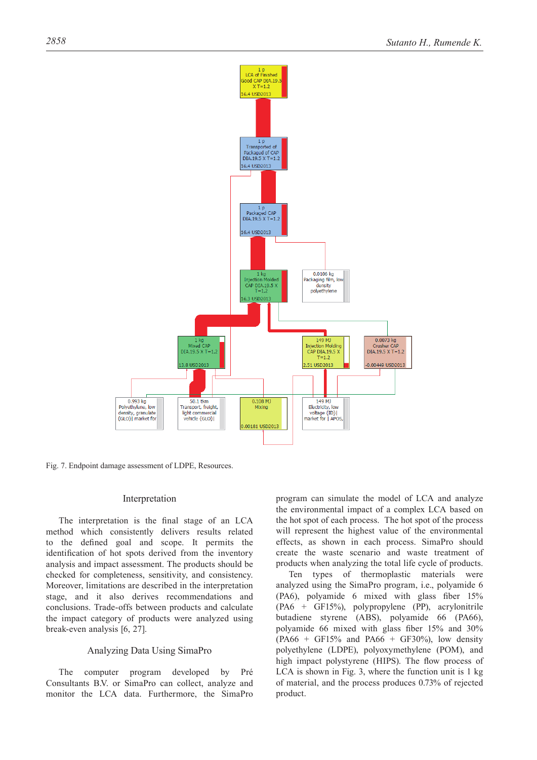Fig. 7. Endpoint damage assessment of LDPE, Resources.

## Interpretation

The interpretation is the final stage of an LCA method which consistently delivers results related to the defined goal and scope. It permits the identification of hot spots derived from the inventory analysis and impact assessment. The products should be checked for completeness, sensitivity, and consistency. Moreover, limitations are described in the interpretation stage, and it also derives recommendations and conclusions. Trade-offs between products and calculate the impact category of products were analyzed using break-even analysis [6, 27].

## Analyzing Data Using SimaPro

The computer program developed by Pré Consultants B.V. or SimaPro can collect, analyze and monitor the LCA data. Furthermore, the SimaPro program can simulate the model of LCA and analyze the environmental impact of a complex LCA based on the hot spot of each process. The hot spot of the process will represent the highest value of the environmental effects, as shown in each process. SimaPro should create the waste scenario and waste treatment of products when analyzing the total life cycle of products.

Ten types of thermoplastic materials were analyzed using the SimaPro program, i.e., polyamide 6 (PA6), polyamide 6 mixed with glass fiber 15% (PA6 + GF15%), polypropylene (PP), acrylonitrile butadiene styrene (ABS), polyamide 66 (PA66), polyamide 66 mixed with glass fiber 15% and 30% (PA66 + GF15% and PA66 + GF30%), low density polyethylene (LDPE), polyoxymethylene (POM), and high impact polystyrene (HIPS). The flow process of LCA is shown in Fig. 3, where the function unit is 1 kg of material, and the process produces 0.73% of rejected product.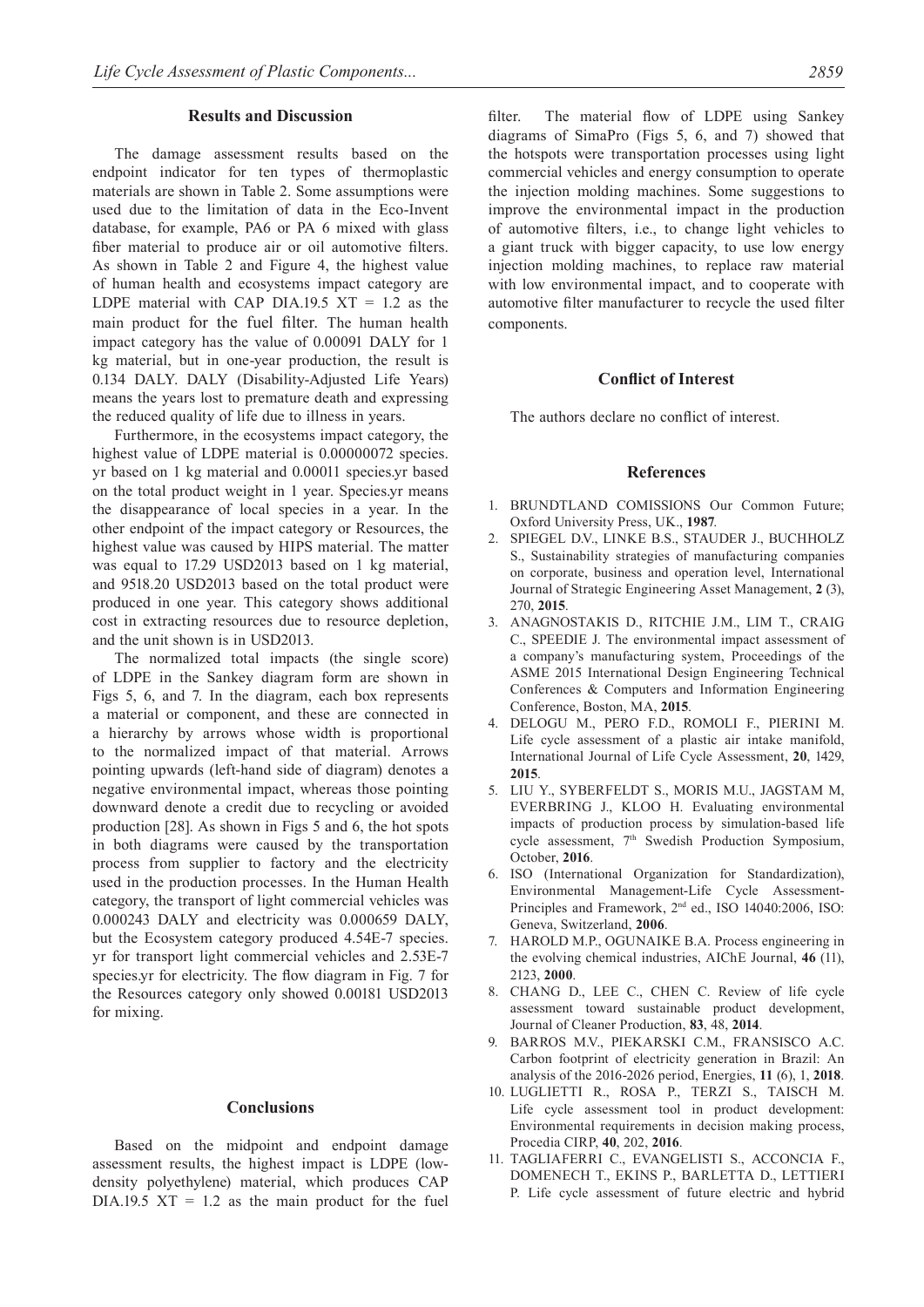## Results and Discussion

The damage assessment results based on the endpoint indicator for ten types of thermoplastic materials are shown in Table 2. Some assumptions were used due to the limitation of data in the Eco-Invent database, for example, PA6 or PA 6 mixed with glass fiber material to produce air or oil automotive filters. As shown in Table 2 and Figure 4, the highest value of human health and ecosystems impact category are LDPE material with CAP DIA.19.5 XT = 1.2 as the main product for the fuel filter. The human health impact category has the value of 0.00091 DALY for 1 kg material, but in one-year production, the result is 0.134 DALY. DALY (Disability-Adjusted Life Years) means the years lost to premature death and expressing the reduced quality of life due to illness in years.

Furthermore, in the ecosystems impact category, the highest value of LDPE material is 0.00000072 species.yr based on 1 kg material and 0.00011 species.yr based on the total product weight in 1 year. Species.yr means the disappearance of local species in a year. In the other endpoint of the impact category or Resources, the highest value was caused by HIPS material. The matter was equal to 17.29 USD2013 based on 1 kg material, and 9518.20 USD2013 based on the total product were produced in one year. This category shows additional cost in extracting resources due to resource depletion, and the unit shown is in USD2013.

The normalized total impacts (the single score) of LDPE in the Sankey diagram form are shown in Figs 5, 6, and 7. In the diagram, each box represents a material or component, and these are connected in a hierarchy by arrows whose width is proportional to the normalized impact of that material. Arrows pointing upwards (left-hand side of diagram) denotes a negative environmental impact, whereas those pointing downward denote a credit due to recycling or avoided production [28]. As shown in Figs 5 and 6, the hot spots in both diagrams were caused by the transportation process from supplier to factory and the electricity used in the production processes. In the Human Health category, the transport of light commercial vehicles was 0.000243 DALY and electricity was 0.000659 DALY, but the Ecosystem category produced 4.54E-7 species.yr for transport light commercial vehicles and 2.53E-7 species.yr for electricity. The flow diagram in Fig. 7 for the Resources category only showed 0.00181 USD2013 for mixing.

## Conclusions

Based on the midpoint and endpoint damage assessment results, the highest impact is LDPE (low-density polyethylene) material, which produces CAP DIA.19.5 XT = 1.2 as the main product for the fuel filter. The material flow of LDPE using Sankey diagrams of SimaPro (Figs 5, 6, and 7) showed that the hotspots were transportation processes using light commercial vehicles and energy consumption to operate the injection molding machines. Some suggestions to improve the environmental impact in the production of automotive filters, i.e., to change light vehicles to a giant truck with bigger capacity, to use low energy injection molding machines, to replace raw material with low environmental impact, and to cooperate with automotive filter manufacturer to recycle the used filter components.

## Conflict of Interest

The authors declare no conflict of interest.

## References

1. BRUNDTLAND COMISSIONS Our Common Future; Oxford University Press, UK., **1987**.
2. SPIEGEL D.V., LINKE B.S., STAUDER J., BUCHHOLZ S., Sustainability strategies of manufacturing companies on corporate, business and operation level, International Journal of Strategic Engineering Asset Management, **2** (3), 270, **2015**.
3. ANAGNOSTAKIS D., RITCHIE J.M., LIM T., CRAIG C., SPEEDIE J. The environmental impact assessment of a company's manufacturing system, Proceedings of the ASME 2015 International Design Engineering Technical Conferences & Computers and Information Engineering Conference, Boston, MA, **2015**.
4. DELOGU M., PERO F.D., ROMOLI F., PIERINI M. Life cycle assessment of a plastic air intake manifold, International Journal of Life Cycle Assessment, **20**, 1429, **2015**.
5. LIU Y., SYBERFELDT S., MORIS M.U., JAGSTAM M, EVERBRING J., KLOO H. Evaluating environmental impacts of production process by simulation-based life cycle assessment, 7th Swedish Production Symposium, October, **2016**.
6. ISO (International Organization for Standardization), Environmental Management-Life Cycle Assessment-Principles and Framework, 2nd ed., ISO 14040:2006, ISO: Geneva, Switzerland, **2006**.
7. HAROLD M.P., OGUNAIKE B.A. Process engineering in the evolving chemical industries, AIChE Journal, **46** (11), 2123, **2000**.
8. CHANG D., LEE C., CHEN C. Review of life cycle assessment toward sustainable product development, Journal of Cleaner Production, **83**, 48, **2014**.
9. BARROS M.V., PIEKARSKI C.M., FRANSISCO A.C. Carbon footprint of electricity generation in Brazil: An analysis of the 2016-2026 period, Energies, **11** (6), 1, **2018**.
10. LUGLIETTI R., ROSA P., TERZI S., TAISCH M. Life cycle assessment tool in product development: Environmental requirements in decision making process, Procedia CIRP, **40**, 202, **2016**.
11. TAGLIAFERRI C., EVANGELISTI S., ACCONCIA F., DOMENECH T., EKINS P., BARLETTA D., LETTIERI P. Life cycle assessment of future electric and hybrid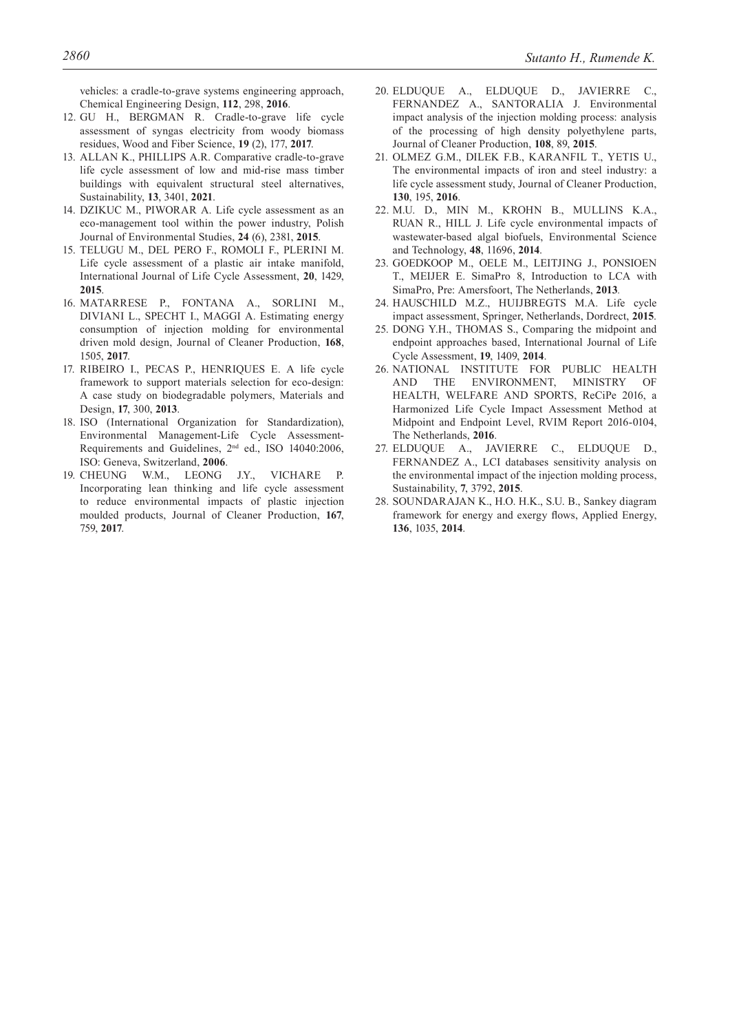vehicles: a cradle-to-grave systems engineering approach, Chemical Engineering Design, **112**, 298, **2016**.

12. GU H., BERGMAN R. Cradle-to-grave life cycle assessment of syngas electricity from woody biomass residues, Wood and Fiber Science, **19** (2), 177, **2017**.
13. ALLAN K., PHILLIPS A.R. Comparative cradle-to-grave life cycle assessment of low and mid-rise mass timber buildings with equivalent structural steel alternatives, Sustainability, **13**, 3401, **2021**.
14. DZIKUC M., PIWORAR A. Life cycle assessment as an eco-management tool within the power industry, Polish Journal of Environmental Studies, **24** (6), 2381, **2015**.
15. TELUGU M., DEL PERO F., ROMOLI F., PLERINI M. Life cycle assessment of a plastic air intake manifold, International Journal of Life Cycle Assessment, **20**, 1429, **2015**.
16. MATARRESE P., FONTANA A., SORLINI M., DIVIANI L., SPECHT I., MAGGI A. Estimating energy consumption of injection molding for environmental driven mold design, Journal of Cleaner Production, **168**, 1505, **2017**.
17. RIBEIRO I., PECAS P., HENRIQUES E. A life cycle framework to support materials selection for eco-design: A case study on biodegradable polymers, Materials and Design, **17**, 300, **2013**.
18. ISO (International Organization for Standardization), Environmental Management-Life Cycle Assessment-Requirements and Guidelines, 2nd ed., ISO 14040:2006, ISO: Geneva, Switzerland, **2006**.
19. CHEUNG W.M., LEONG J.Y., VICHARE P. Incorporating lean thinking and life cycle assessment to reduce environmental impacts of plastic injection moulded products, Journal of Cleaner Production, **167**, 759, **2017**.
20. ELDUQUE A., ELDUQUE D., JAVIERRE C., FERNANDEZ A., SANTORALIA J. Environmental impact analysis of the injection molding process: analysis of the processing of high density polyethylene parts, Journal of Cleaner Production, **108**, 89, **2015**.
21. OLMEZ G.M., DILEK F.B., KARANFIL T., YETIS U., The environmental impacts of iron and steel industry: a life cycle assessment study, Journal of Cleaner Production, **130**, 195, **2016**.
22. M.U. D., MIN M., KROHN B., MULLINS K.A., RUAN R., HILL J. Life cycle environmental impacts of wastewater-based algal biofuels, Environmental Science and Technology, **48**, 11696, **2014**.
23. GOEDKOOP M., OELE M., LEITJING J., PONSIOEN T., MEIJER E. SimaPro 8, Introduction to LCA with SimaPro, Pre: Amersfoort, The Netherlands, **2013**.
24. HAUSCHILD M.Z., HUIJBREGTS M.A. Life cycle impact assessment, Springer, Netherlands, Dordrect, **2015**.
25. DONG Y.H., THOMAS S., Comparing the midpoint and endpoint approaches based, International Journal of Life Cycle Assessment, **19**, 1409, **2014**.
26. NATIONAL INSTITUTE FOR PUBLIC HEALTH AND THE ENVIRONMENT, MINISTRY OF HEALTH, WELFARE AND SPORTS, ReCiPe 2016, a Harmonized Life Cycle Impact Assessment Method at Midpoint and Endpoint Level, RVIM Report 2016-0104, The Netherlands, **2016**.
27. ELDUQUE A., JAVIERRE C., ELDUQUE D., FERNANDEZ A., LCI databases sensitivity analysis on the environmental impact of the injection molding process, Sustainability, **7**, 3792, **2015**.
28. SOUNDARAJAN K., H.O. H.K., S.U. B., Sankey diagram framework for energy and exergy flows, Applied Energy, **136**, 1035, **2014**.